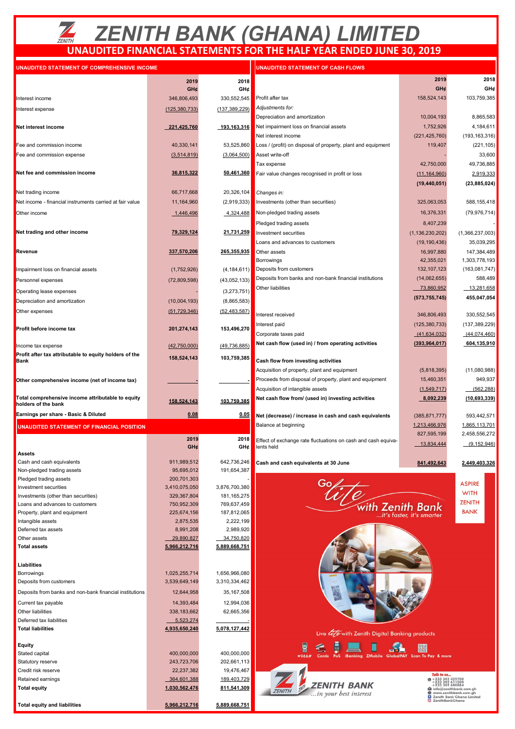# ZENITH BANK (GHANA) LIMITED

## UNAUDITED FINANCIAL STATEMENTS FOR THE HALF YEAR ENDED JUNE 30, 2019

### UNAUDITED STATEMENT OF COMPREHENSIVE INCOME

| | 2019 GH¢ | 2018 GH¢ |
|---|---|---|
| Interest income | 346,806,493 | 330,552,545 |
| Interest expense | (125,380,733) | (137,389,229) |
| **Net interest income** | **221,425,760** | **193,163,316** |
| Fee and commission income | 40,330,141 | 53,525,860 |
| Fee and commission expense | (3,514,819) | (3,064,500) |
| **Net fee and commission income** | **36,815,322** | **50,461,360** |
| Net trading income | 66,717,668 | 20,326,104 |
| Net income - financial instruments carried at fair value | 11,164,960 | (2,919,333) |
| Other income | 1,446,496 | 4,324,488 |
| **Net trading and other income** | **79,329,124** | **21,731,259** |
| **Revenue** | **337,570,206** | **265,355,935** |
| Impairment loss on financial assets | (1,752,926) | (4,184,611) |
| Personnel expenses | (72,809,598) | (43,052,133) |
| Operating lease expenses | - | (3,273,751) |
| Depreciation and amortization | (10,004,193) | (8,865,583) |
| Other expenses | (51,729,346) | (52,483,587) |
| **Profit before income tax** | **201,274,143** | **153,496,270** |
| Income tax expense | (42,750,000) | (49,736,885) |
| **Profit after tax attributable to equity holders of the Bank** | **158,524,143** | **103,759,385** |
| **Other comprehensive income (net of income tax)** | - | - |
| **Total comprehensive income attributable to equity holders of the bank** | **158,524,143** | **103,759,385** |
| **Earnings per share - Basic & Diluted** | **0.08** | **0.05** |

### UNAUDITED STATEMENT OF FINANCIAL POSITION

| | 2019 GH¢ | 2018 GH¢ |
|---|---|---|
| **Assets** | | |
| Cash and cash equivalents | 911,989,512 | 642,736,246 |
| Non-pledged trading assets | 95,695,012 | 191,654,387 |
| Pledged trading assets | 200,701,303 | - |
| Investment securities | 3,410,075,050 | 3,876,700,380 |
| Investments (other than securities) | 329,367,804 | 181,165,275 |
| Loans and advances to customers | 750,952,309 | 769,637,459 |
| Property, plant and equipment | 225,674,156 | 187,812,065 |
| Intangible assets | 2,875,535 | 2,222,199 |
| Deferred tax assets | 8,991,208 | 2,989,920 |
| Other assets | 29,890,827 | 34,750,820 |
| **Total assets** | **5,966,212,716** | **5,889,668,751** |
| **Liabilities** | | |
| Borrowings | 1,025,255,714 | 1,656,966,080 |
| Deposits from customers | 3,539,649,149 | 3,310,334,462 |
| Deposits from banks and non-bank financial institutions | 12,644,958 | 35,167,508 |
| Current tax payable | 14,393,484 | 12,994,036 |
| Other liabilities | 338,183,662 | 62,665,356 |
| Deferred tax liabilities | 5,523,274 | - |
| **Total liabilities** | **4,935,650,240** | **5,078,127,442** |
| **Equity** | | |
| Stated capital | 400,000,000 | 400,000,000 |
| Statutory reserve | 243,723,706 | 202,661,113 |
| Credit risk reserve | 22,237,382 | 19,476,467 |
| Retained earnings | 364,601,388 | 189,403,729 |
| **Total equity** | **1,030,562,476** | **811,541,309** |
| **Total equity and liabilities** | **5,966,212,716** | **5,889,668,751** |

### UNAUDITED STATEMENT OF CASH FLOWS

| | 2019 GH¢ | 2018 GH¢ |
|---|---|---|
| Profit after tax | 158,524,143 | 103,759,385 |
| *Adjustments for:* | | |
| Depreciation and amortization | 10,004,193 | 8,865,583 |
| Net impairment loss on financial assets | 1,752,926 | 4,184,611 |
| Net interest income | (221,425,760) | (193,163,316) |
| Loss / (profit) on disposal of property, plant and equipment | 119,407 | (221,105) |
| Asset write-off | - | 33,600 |
| Tax expense | 42,750,000 | 49,736,885 |
| Fair value changes recognised in profit or loss | (11,164,960) | 2,919,333 |
| | **(19,440,051)** | **(23,885,024)** |
| *Changes in:* | | |
| Investments (other than securities) | 325,063,053 | 588,155,418 |
| Non-pledged trading assets | 16,376,331 | (79,976,714) |
| Pledged trading assets | 8,407,239 | - |
| Investment securities | (1,136,230,202) | (1,366,237,003) |
| Loans and advances to customers | (19,190,436) | 35,039,295 |
| Other assets | 16,997,880 | 147,384,489 |
| Borrowings | 42,355,021 | 1,303,778,193 |
| Deposits from customers | 132,107,123 | (163,081,747) |
| Deposits from banks and non-bank financial institutions | (14,062,655) | 588,489 |
| Other liabilities | 73,860,952 | 13,281,658 |
| | **(573,755,745)** | **455,047,054** |
| Interest received | 346,806,493 | 330,552,545 |
| Interest paid | (125,380,733) | (137,389,229) |
| Corporate taxes paid | (41,634,032) | (44,074,460) |
| **Net cash flow (used in) / from operating activities** | **(393,964,017)** | **604,135,910** |
| **Cash flow from investing activities** | | |
| Acquisition of property, plant and equipment | (5,818,395) | (11,080,988) |
| Proceeds from disposal of property, plant and equipment | 15,460,351 | 949,937 |
| Acquisition of intangible assets | (1,549,717) | (562,288) |
| **Net cash flow from/ (used in) investing activities** | **8,092,239** | **(10,693,339)** |
| **Net (decrease) / increase in cash and cash equivalents** | (385,871,777) | 593,442,571 |
| Balance at beginning | 1,213,466,976 | 1,865,113,701 |
| | 827,595,199 | 2,458,556,272 |
| Effect of exchange rate fluctuations on cash and cash equivalents held | 13,834,444 | (9,152,946) |
| **Cash and cash equivalents at 30 June** | **841,492,643** | **2,449,403,326** |

Go lite with Zenith Bank ...it's faster, it's smarter

ASPIRE WITH ZENITH BANK

Live lite with Zenith Digital Banking products

*966# Cards PoS iBanking ZMobile GlobalPAY Scan To Pay & more

ZENITH BANK ...in your best interest

Talk to us... +233 302 429700 +233 302 611500 +233 302 680884 info@zenithbank.com.gh www.zenithbank.com.gh Zenith Bank Ghana Limited ZenithBankGhana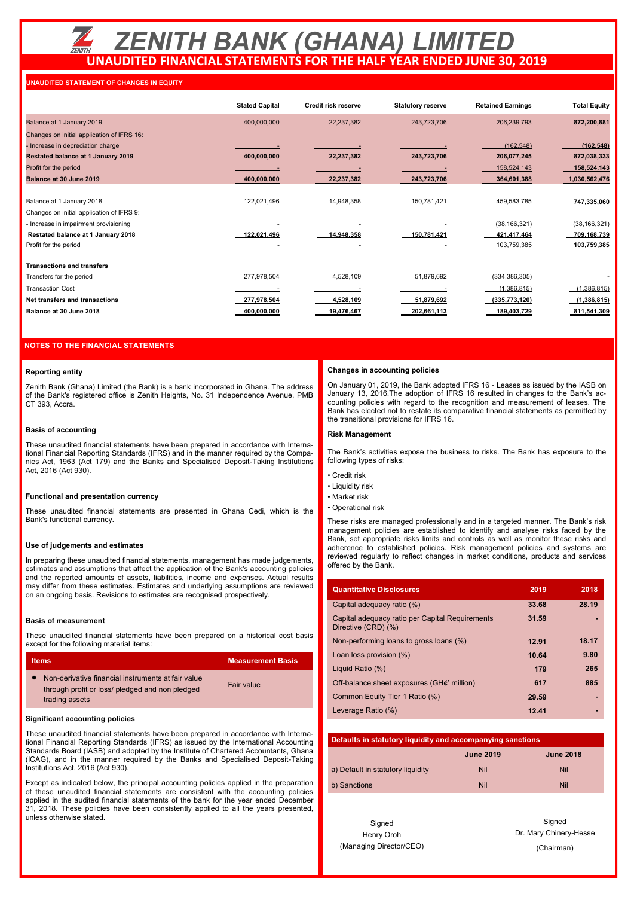# ZENITH BANK (GHANA) LIMITED

## UNAUDITED FINANCIAL STATEMENTS FOR THE HALF YEAR ENDED JUNE 30, 2019

### UNAUDITED STATEMENT OF CHANGES IN EQUITY

| | Stated Capital | Credit risk reserve | Statutory reserve | Retained Earnings | Total Equity |
|---|---|---|---|---|---|
| Balance at 1 January 2019 | 400,000,000 | 22,237,382 | 243,723,706 | 206,239,793 | **872,200,881** |
| Changes on initial application of IFRS 16: | | | | | |
| - Increase in depreciation charge | - | - | - | (162,548) | **(162,548)** |
| **Restated balance at 1 January 2019** | **400,000,000** | **22,237,382** | **243,723,706** | **206,077,245** | **872,038,333** |
| Profit for the period | - | - | - | 158,524,143 | **158,524,143** |
| **Balance at 30 June 2019** | **400,000,000** | **22,237,382** | **243,723,706** | **364,601,388** | **1,030,562,476** |
| | | | | | |
| Balance at 1 January 2018 | 122,021,496 | 14,948,358 | 150,781,421 | 459,583,785 | **747,335,060** |
| Changes on initial application of IFRS 9: | | | | | |
| - Increase in impairment provisioning | - | - | - | (38,166,321) | (38,166,321) |
| **Restated balance at 1 January 2018** | **122,021,496** | **14,948,358** | **150,781,421** | **421,417,464** | **709,168,739** |
| Profit for the period | - | - | - | 103,759,385 | **103,759,385** |
| | | | | | |
| **Transactions and transfers** | | | | | |
| Transfers for the period | 277,978,504 | 4,528,109 | 51,879,692 | (334,386,305) | **-** |
| Transaction Cost | - | - | - | (1,386,815) | (1,386,815) |
| **Net transfers and transactions** | **277,978,504** | **4,528,109** | **51,879,692** | **(335,773,120)** | **(1,386,815)** |
| **Balance at 30 June 2018** | **400,000,000** | **19,476,467** | **202,661,113** | **189,403,729** | **811,541,309** |

### NOTES TO THE FINANCIAL STATEMENTS

**Reporting entity**

Zenith Bank (Ghana) Limited (the Bank) is a bank incorporated in Ghana. The address of the Bank's registered office is Zenith Heights, No. 31 Independence Avenue, PMB CT 393, Accra.

**Basis of accounting**

These unaudited financial statements have been prepared in accordance with International Financial Reporting Standards (IFRS) and in the manner required by the Companies Act, 1963 (Act 179) and the Banks and Specialised Deposit-Taking Institutions Act, 2016 (Act 930).

**Functional and presentation currency**

These unaudited financial statements are presented in Ghana Cedi, which is the Bank's functional currency.

**Use of judgements and estimates**

In preparing these unaudited financial statements, management has made judgements, estimates and assumptions that affect the application of the Bank's accounting policies and the reported amounts of assets, liabilities, income and expenses. Actual results may differ from these estimates. Estimates and underlying assumptions are reviewed on an ongoing basis. Revisions to estimates are recognised prospectively.

**Basis of measurement**

These unaudited financial statements have been prepared on a historical cost basis except for the following material items:

| Items | Measurement Basis |
|---|---|
| • Non-derivative financial instruments at fair value through profit or loss/ pledged and non pledged trading assets | Fair value |

**Significant accounting policies**

These unaudited financial statements have been prepared in accordance with International Financial Reporting Standards (IFRS) as issued by the International Accounting Standards Board (IASB) and adopted by the Institute of Chartered Accountants, Ghana (ICAG), and in the manner required by the Banks and Specialised Deposit-Taking Institutions Act, 2016 (Act 930).

Except as indicated below, the principal accounting policies applied in the preparation of these unaudited financial statements are consistent with the accounting policies applied in the audited financial statements of the bank for the year ended December 31, 2018. These policies have been consistently applied to all the years presented, unless otherwise stated.

**Changes in accounting policies**

On January 01, 2019, the Bank adopted IFRS 16 - Leases as issued by the IASB on January 13, 2016.The adoption of IFRS 16 resulted in changes to the Bank's accounting policies with regard to the recognition and measurement of leases. The Bank has elected not to restate its comparative financial statements as permitted by the transitional provisions for IFRS 16.

**Risk Management**

The Bank's activities expose the business to risks. The Bank has exposure to the following types of risks:

- Credit risk
- Liquidity risk
- Market risk
- Operational risk

These risks are managed professionally and in a targeted manner. The Bank's risk management policies are established to identify and analyse risks faced by the Bank, set appropriate risks limits and controls as well as monitor these risks and adherence to established policies. Risk management policies and systems are reviewed regularly to reflect changes in market conditions, products and services offered by the Bank.

| Quantitative Disclosures | 2019 | 2018 |
|---|---|---|
| Capital adequacy ratio (%) | 33.68 | 28.19 |
| Capital adequacy ratio per Capital Requirements Directive (CRD) (%) | 31.59 | - |
| Non-performing loans to gross loans (%) | 12.91 | 18.17 |
| Loan loss provision (%) | 10.64 | 9.80 |
| Liquid Ratio (%) | 179 | 265 |
| Off-balance sheet exposures (GH¢' million) | 617 | 885 |
| Common Equity Tier 1 Ratio (%) | 29.59 | - |
| Leverage Ratio (%) | 12.41 | - |

**Defaults in statutory liquidity and accompanying sanctions**

| | June 2019 | June 2018 |
|---|---|---|
| a) Default in statutory liquidity | Nil | Nil |
| b) Sanctions | Nil | Nil |

Signed
Henry Oroh
(Managing Director/CEO)

Signed
Dr. Mary Chinery-Hesse
(Chairman)